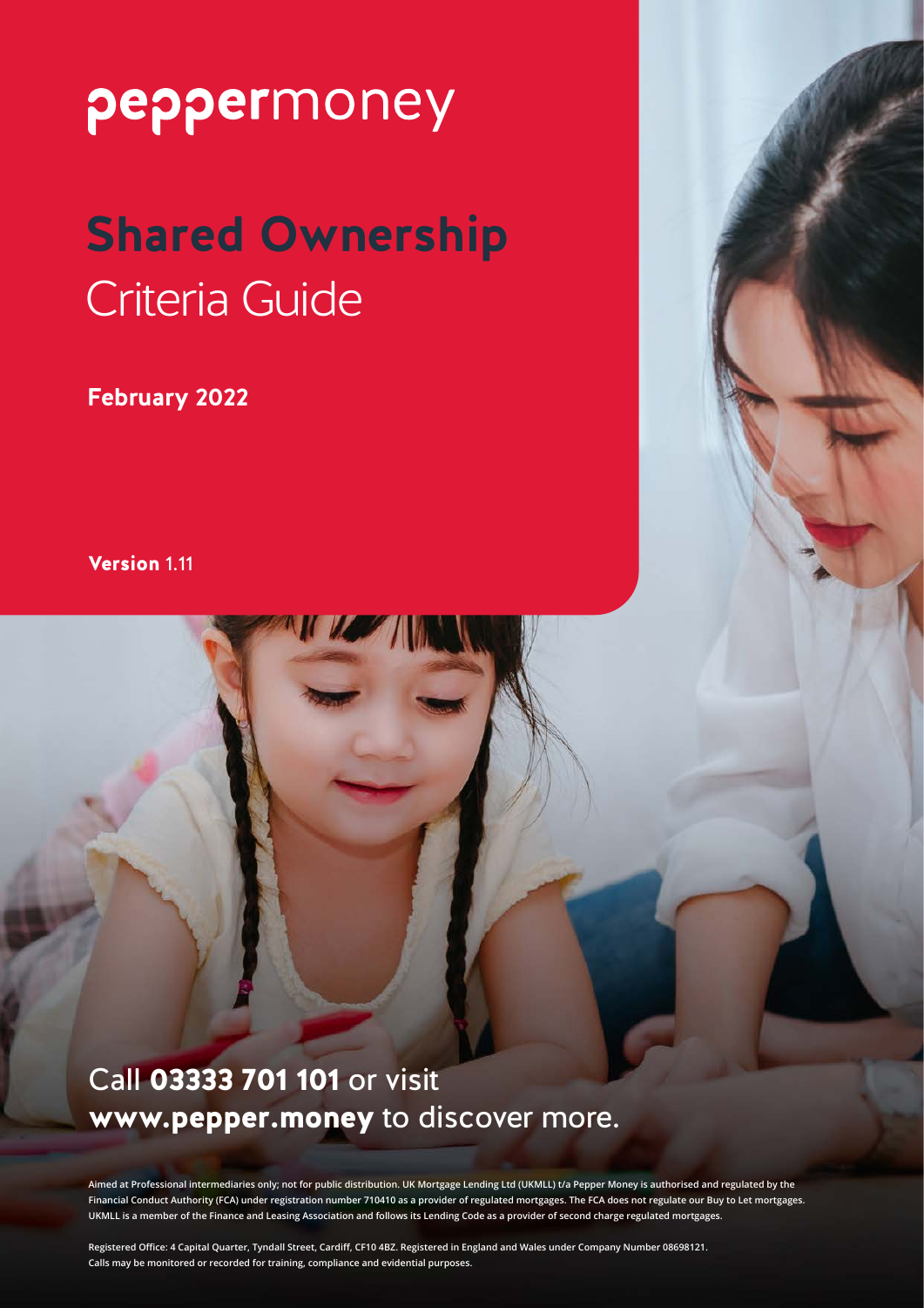peppermoney

# Shared Ownership
## Criteria Guide

**February 2022**

**Version** 1.11

Call **03333 701 101** or visit **www.pepper.money** to discover more.

Aimed at Professional intermediaries only; not for public distribution. UK Mortgage Lending Ltd (UKMLL) t/a Pepper Money is authorised and regulated by the Financial Conduct Authority (FCA) under registration number 710410 as a provider of regulated mortgages. The FCA does not regulate our Buy to Let mortgages. UKMLL is a member of the Finance and Leasing Association and follows its Lending Code as a provider of second charge regulated mortgages.

Registered Office: 4 Capital Quarter, Tyndall Street, Cardiff, CF10 4BZ. Registered in England and Wales under Company Number 08698121. Calls may be monitored or recorded for training, compliance and evidential purposes.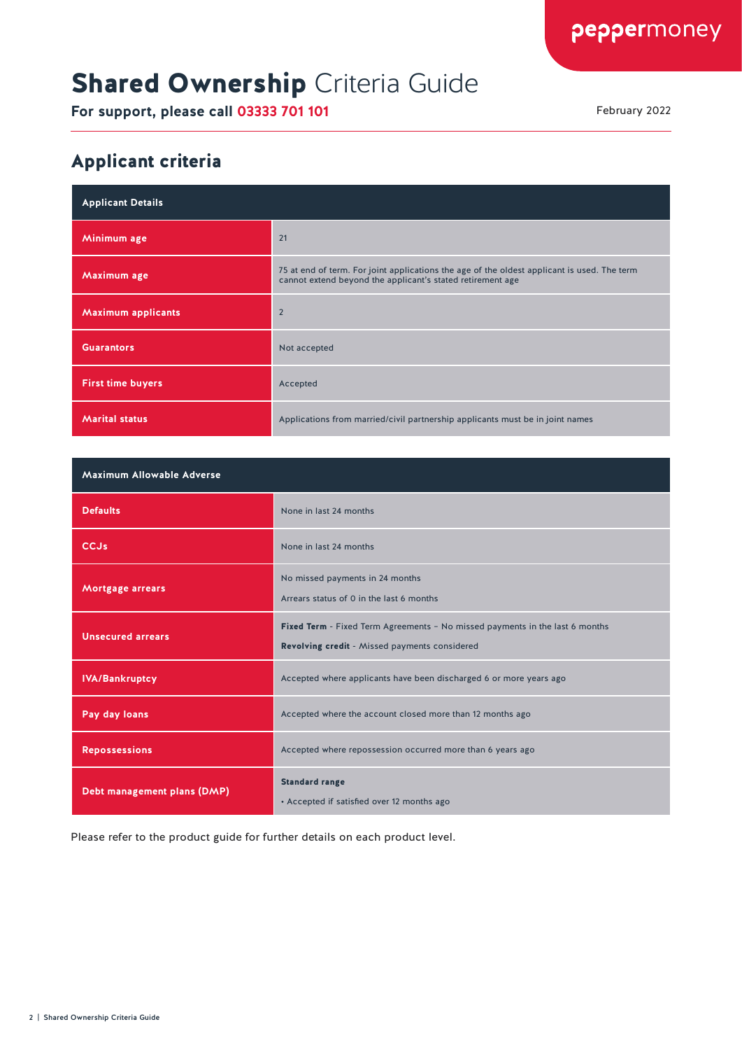# **Shared Ownership** Criteria Guide

**For support, please call 03333 701 101**

February 2022

## Applicant criteria

| Applicant Details | |
|---|---|
| **Minimum age** | 21 |
| **Maximum age** | 75 at end of term. For joint applications the age of the oldest applicant is used. The term cannot extend beyond the applicant's stated retirement age |
| **Maximum applicants** | 2 |
| **Guarantors** | Not accepted |
| **First time buyers** | Accepted |
| **Marital status** | Applications from married/civil partnership applicants must be in joint names |

| Maximum Allowable Adverse | |
|---|---|
| **Defaults** | None in last 24 months |
| **CCJs** | None in last 24 months |
| **Mortgage arrears** | No missed payments in 24 months<br>Arrears status of 0 in the last 6 months |
| **Unsecured arrears** | **Fixed Term** - Fixed Term Agreements – No missed payments in the last 6 months<br>**Revolving credit** - Missed payments considered |
| **IVA/Bankruptcy** | Accepted where applicants have been discharged 6 or more years ago |
| **Pay day loans** | Accepted where the account closed more than 12 months ago |
| **Repossessions** | Accepted where repossession occurred more than 6 years ago |
| **Debt management plans (DMP)** | **Standard range**<br>• Accepted if satisfied over 12 months ago |

Please refer to the product guide for further details on each product level.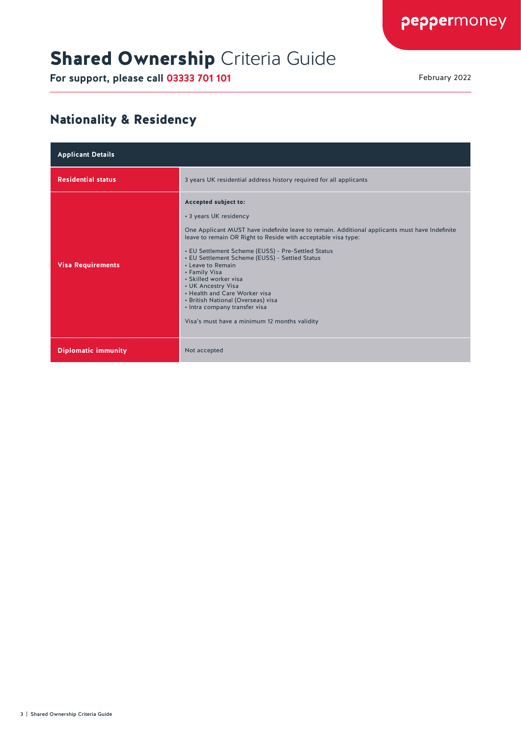# **Shared Ownership** Criteria Guide

**For support, please call 03333 701 101**

February 2022

## Nationality & Residency

| Applicant Details | |
|---|---|
| **Residential status** | 3 years UK residential address history required for all applicants |
| **Visa Requirements** | **Accepted subject to:**<br><br>• 3 years UK residency<br><br>One Applicant MUST have indefinite leave to remain. Additional applicants must have Indefinite leave to remain OR Right to Reside with acceptable visa type:<br><br>• EU Settlement Scheme (EUSS) - Pre-Settled Status<br>• EU Settlement Scheme (EUSS) - Settled Status<br>• Leave to Remain<br>• Family Visa<br>• Skilled worker visa<br>• UK Ancestry Visa<br>• Health and Care Worker visa<br>• British National (Overseas) visa<br>• Intra company transfer visa<br><br>Visa's must have a minimum 12 months validity |
| **Diplomatic immunity** | Not accepted |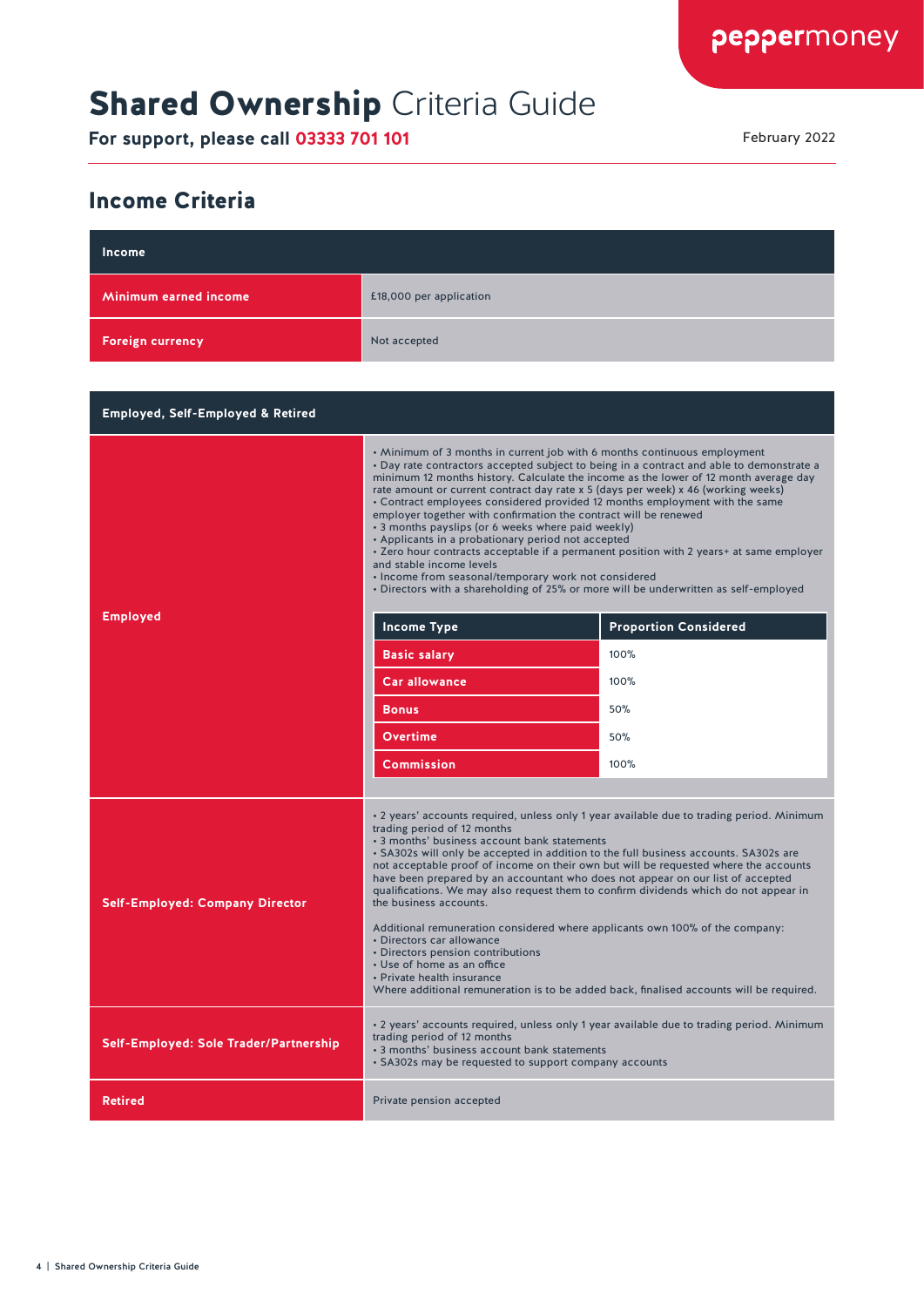# Shared Ownership Criteria Guide

**For support, please call 03333 701 101**

February 2022

## Income Criteria

| Income | |
|---|---|
| **Minimum earned income** | £18,000 per application |
| **Foreign currency** | Not accepted |

| Employed, Self-Employed & Retired | |
|---|---|
| **Employed** | • Minimum of 3 months in current job with 6 months continuous employment<br>• Day rate contractors accepted subject to being in a contract and able to demonstrate a minimum 12 months history. Calculate the income as the lower of 12 month average day rate amount or current contract day rate x 5 (days per week) x 46 (working weeks)<br>• Contract employees considered provided 12 months employment with the same employer together with confirmation the contract will be renewed<br>• 3 months payslips (or 6 weeks where paid weekly)<br>• Applicants in a probationary period not accepted<br>• Zero hour contracts acceptable if a permanent position with 2 years+ at same employer and stable income levels<br>• Income from seasonal/temporary work not considered<br>• Directors with a shareholding of 25% or more will be underwritten as self-employed |
| **Self-Employed: Company Director** | • 2 years' accounts required, unless only 1 year available due to trading period. Minimum trading period of 12 months<br>• 3 months' business account bank statements<br>• SA302s will only be accepted in addition to the full business accounts. SA302s are not acceptable proof of income on their own but will be requested where the accounts have been prepared by an accountant who does not appear on our list of accepted qualifications. We may also request them to confirm dividends which do not appear in the business accounts.<br><br>Additional remuneration considered where applicants own 100% of the company:<br>• Directors car allowance<br>• Directors pension contributions<br>• Use of home as an office<br>• Private health insurance<br>Where additional remuneration is to be added back, finalised accounts will be required. |
| **Self-Employed: Sole Trader/Partnership** | • 2 years' accounts required, unless only 1 year available due to trading period. Minimum trading period of 12 months<br>• 3 months' business account bank statements<br>• SA302s may be requested to support company accounts |
| **Retired** | Private pension accepted |

**Employed – income types:**

| Income Type | Proportion Considered |
|---|---|
| **Basic salary** | 100% |
| **Car allowance** | 100% |
| **Bonus** | 50% |
| **Overtime** | 50% |
| **Commission** | 100% |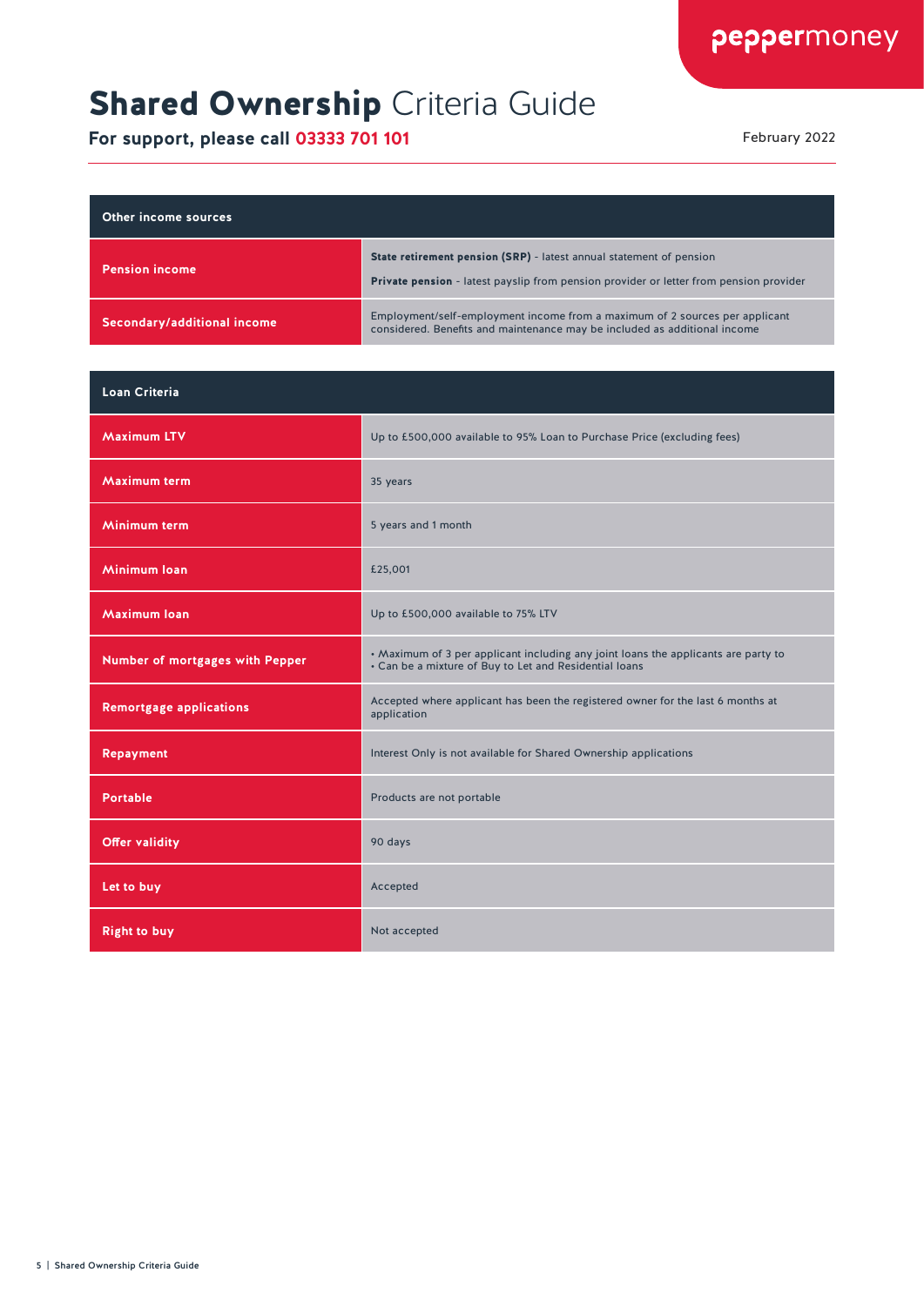# **Shared Ownership** Criteria Guide

**For support, please call 03333 701 101**

February 2022

| Other income sources | |
|---|---|
| **Pension income** | **State retirement pension (SRP)** - latest annual statement of pension<br>**Private pension** - latest payslip from pension provider or letter from pension provider |
| **Secondary/additional income** | Employment/self-employment income from a maximum of 2 sources per applicant considered. Benefits and maintenance may be included as additional income |

| Loan Criteria | |
|---|---|
| **Maximum LTV** | Up to £500,000 available to 95% Loan to Purchase Price (excluding fees) |
| **Maximum term** | 35 years |
| **Minimum term** | 5 years and 1 month |
| **Minimum loan** | £25,001 |
| **Maximum loan** | Up to £500,000 available to 75% LTV |
| **Number of mortgages with Pepper** | • Maximum of 3 per applicant including any joint loans the applicants are party to<br>• Can be a mixture of Buy to Let and Residential loans |
| **Remortgage applications** | Accepted where applicant has been the registered owner for the last 6 months at application |
| **Repayment** | Interest Only is not available for Shared Ownership applications |
| **Portable** | Products are not portable |
| **Offer validity** | 90 days |
| **Let to buy** | Accepted |
| **Right to buy** | Not accepted |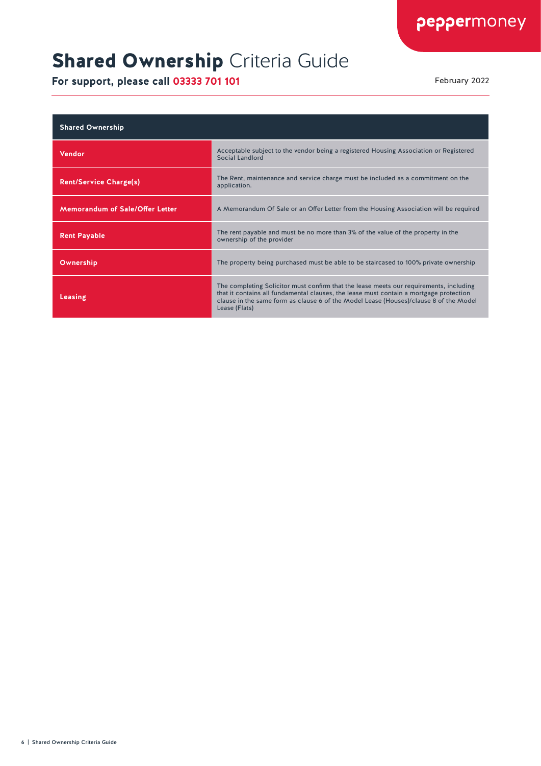# **Shared Ownership** Criteria Guide

**For support, please call 03333 701 101**

February 2022

| Shared Ownership | |
|---|---|
| Vendor | Acceptable subject to the vendor being a registered Housing Association or Registered Social Landlord |
| Rent/Service Charge(s) | The Rent, maintenance and service charge must be included as a commitment on the application. |
| Memorandum of Sale/Offer Letter | A Memorandum Of Sale or an Offer Letter from the Housing Association will be required |
| Rent Payable | The rent payable and must be no more than 3% of the value of the property in the ownership of the provider |
| Ownership | The property being purchased must be able to be staircased to 100% private ownership |
| Leasing | The completing Solicitor must confirm that the lease meets our requirements, including that it contains all fundamental clauses, the lease must contain a mortgage protection clause in the same form as clause 6 of the Model Lease (Houses)/clause 8 of the Model Lease (Flats) |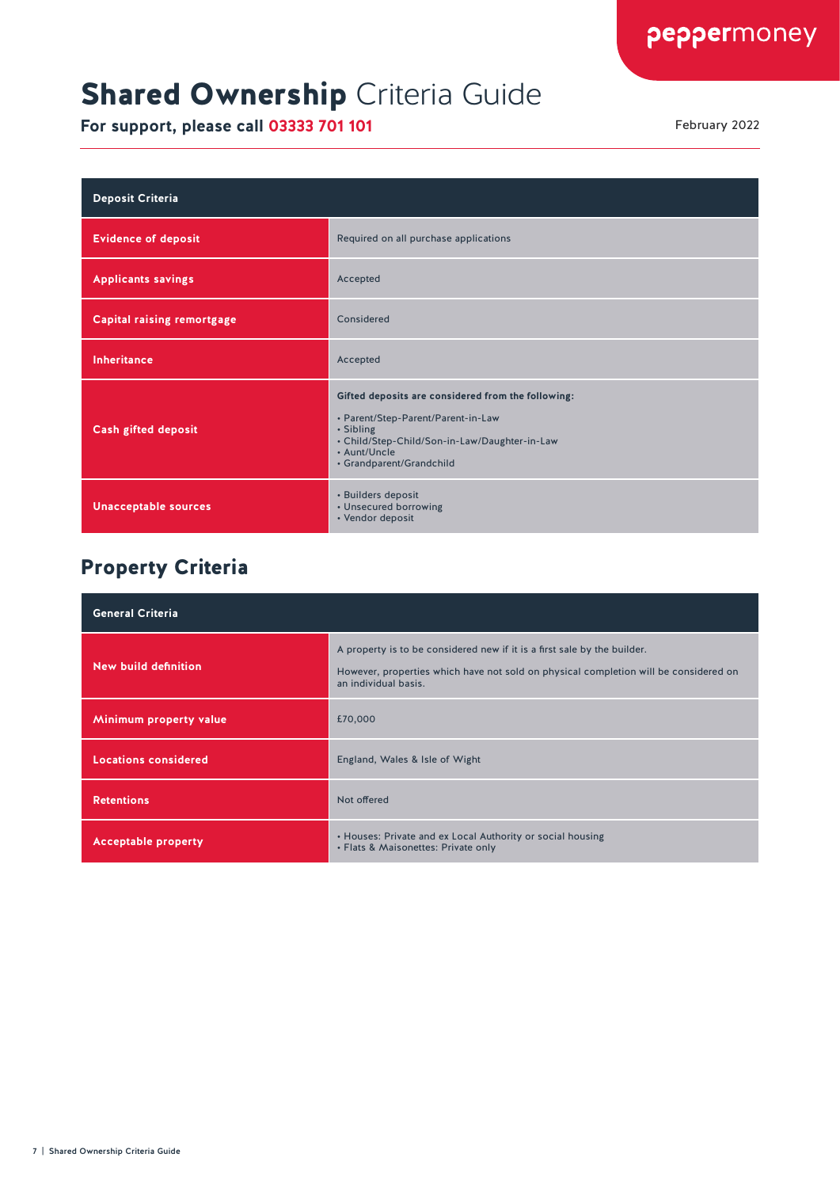# **Shared Ownership** Criteria Guide

**For support, please call 03333 701 101**

February 2022

| Deposit Criteria | |
|---|---|
| **Evidence of deposit** | Required on all purchase applications |
| **Applicants savings** | Accepted |
| **Capital raising remortgage** | Considered |
| **Inheritance** | Accepted |
| **Cash gifted deposit** | **Gifted deposits are considered from the following:**<br>• Parent/Step-Parent/Parent-in-Law<br>• Sibling<br>• Child/Step-Child/Son-in-Law/Daughter-in-Law<br>• Aunt/Uncle<br>• Grandparent/Grandchild |
| **Unacceptable sources** | • Builders deposit<br>• Unsecured borrowing<br>• Vendor deposit |

## Property Criteria

| General Criteria | |
|---|---|
| **New build definition** | A property is to be considered new if it is a first sale by the builder.<br>However, properties which have not sold on physical completion will be considered on an individual basis. |
| **Minimum property value** | £70,000 |
| **Locations considered** | England, Wales & Isle of Wight |
| **Retentions** | Not offered |
| **Acceptable property** | • Houses: Private and ex Local Authority or social housing<br>• Flats & Maisonettes: Private only |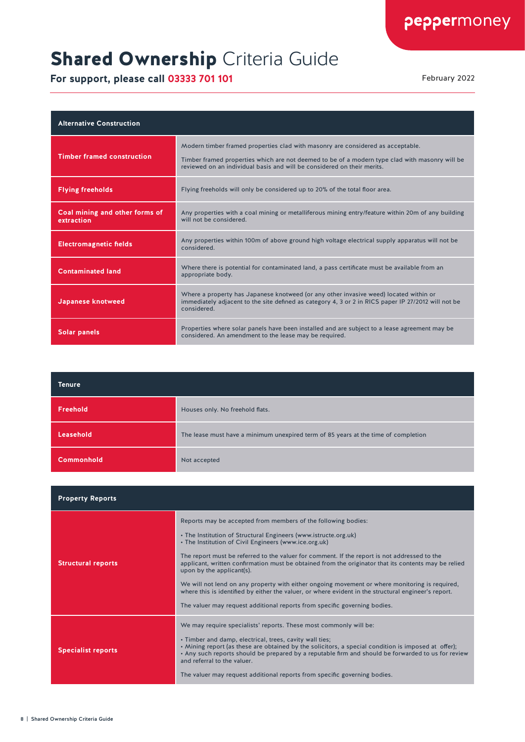# **Shared Ownership** Criteria Guide

**For support, please call 03333 701 101**

February 2022

| Alternative Construction | |
|---|---|
| **Timber framed construction** | Modern timber framed properties clad with masonry are considered as acceptable.<br><br>Timber framed properties which are not deemed to be of a modern type clad with masonry will be reviewed on an individual basis and will be considered on their merits. |
| **Flying freeholds** | Flying freeholds will only be considered up to 20% of the total floor area. |
| **Coal mining and other forms of extraction** | Any properties with a coal mining or metalliferous mining entry/feature within 20m of any building will not be considered. |
| **Electromagnetic fields** | Any properties within 100m of above ground high voltage electrical supply apparatus will not be considered. |
| **Contaminated land** | Where there is potential for contaminated land, a pass certificate must be available from an appropriate body. |
| **Japanese knotweed** | Where a property has Japanese knotweed (or any other invasive weed) located within or immediately adjacent to the site defined as category 4, 3 or 2 in RICS paper IP 27/2012 will not be considered. |
| **Solar panels** | Properties where solar panels have been installed and are subject to a lease agreement may be considered. An amendment to the lease may be required. |

| Tenure | |
|---|---|
| **Freehold** | Houses only. No freehold flats. |
| **Leasehold** | The lease must have a minimum unexpired term of 85 years at the time of completion |
| **Commonhold** | Not accepted |

| Property Reports | |
|---|---|
| **Structural reports** | Reports may be accepted from members of the following bodies:<br><br>• The Institution of Structural Engineers (www.istructe.org.uk)<br>• The Institution of Civil Engineers (www.ice.org.uk)<br><br>The report must be referred to the valuer for comment. If the report is not addressed to the applicant, written confirmation must be obtained from the originator that its contents may be relied upon by the applicant(s).<br><br>We will not lend on any property with either ongoing movement or where monitoring is required, where this is identified by either the valuer, or where evident in the structural engineer's report.<br><br>The valuer may request additional reports from specific governing bodies. |
| **Specialist reports** | We may require specialists' reports. These most commonly will be:<br><br>• Timber and damp, electrical, trees, cavity wall ties;<br>• Mining report (as these are obtained by the solicitors, a special condition is imposed at offer);<br>• Any such reports should be prepared by a reputable firm and should be forwarded to us for review and referral to the valuer.<br><br>The valuer may request additional reports from specific governing bodies. |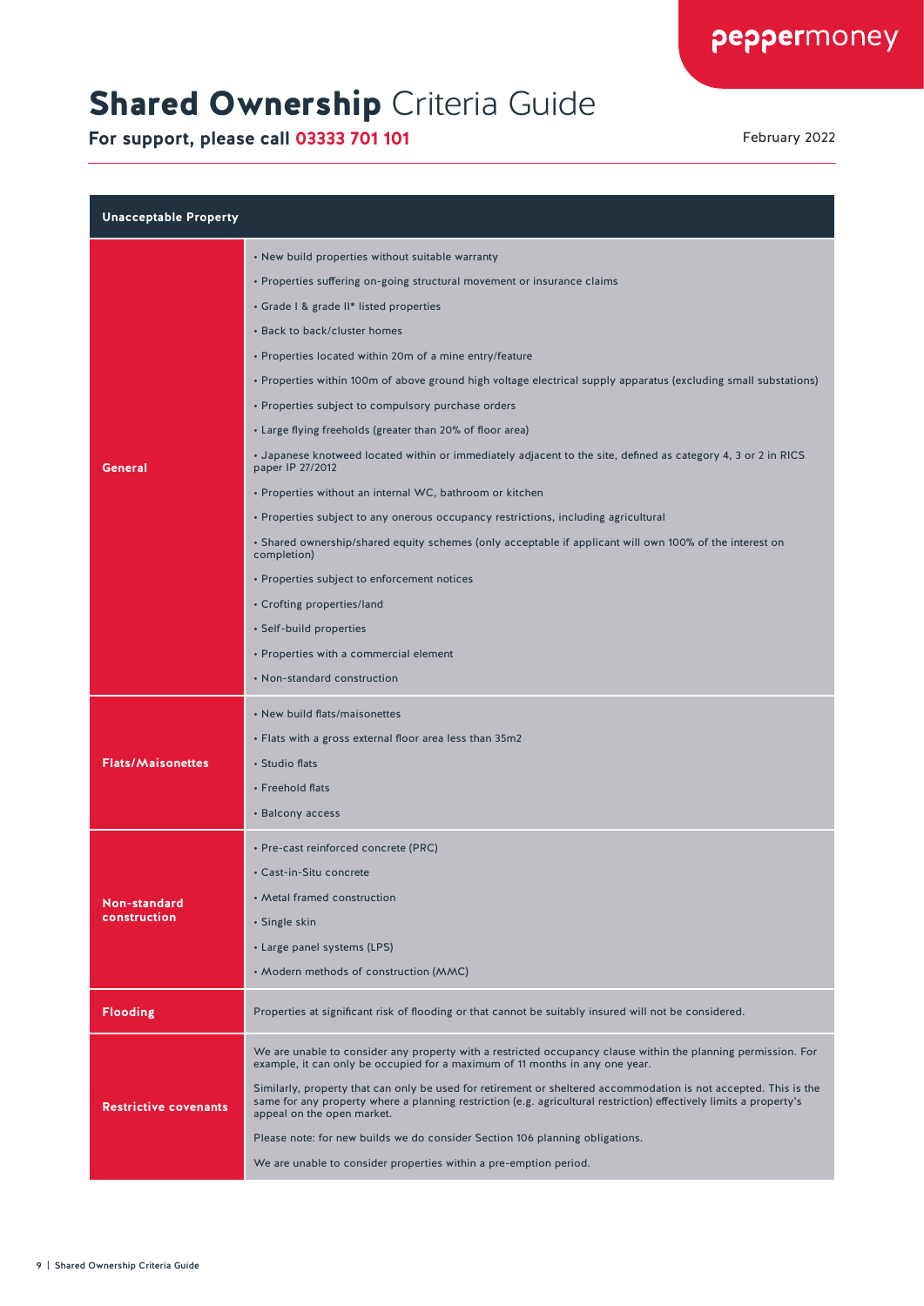# **Shared Ownership** Criteria Guide

**For support, please call 03333 701 101**

February 2022

| Unacceptable Property | |
|---|---|
| **General** | • New build properties without suitable warranty<br>• Properties suffering on-going structural movement or insurance claims<br>• Grade I & grade II* listed properties<br>• Back to back/cluster homes<br>• Properties located within 20m of a mine entry/feature<br>• Properties within 100m of above ground high voltage electrical supply apparatus (excluding small substations)<br>• Properties subject to compulsory purchase orders<br>• Large flying freeholds (greater than 20% of floor area)<br>• Japanese knotweed located within or immediately adjacent to the site, defined as category 4, 3 or 2 in RICS paper IP 27/2012<br>• Properties without an internal WC, bathroom or kitchen<br>• Properties subject to any onerous occupancy restrictions, including agricultural<br>• Shared ownership/shared equity schemes (only acceptable if applicant will own 100% of the interest on completion)<br>• Properties subject to enforcement notices<br>• Crofting properties/land<br>• Self-build properties<br>• Properties with a commercial element<br>• Non-standard construction |
| **Flats/Maisonettes** | • New build flats/maisonettes<br>• Flats with a gross external floor area less than 35m2<br>• Studio flats<br>• Freehold flats<br>• Balcony access |
| **Non-standard construction** | • Pre-cast reinforced concrete (PRC)<br>• Cast-in-Situ concrete<br>• Metal framed construction<br>• Single skin<br>• Large panel systems (LPS)<br>• Modern methods of construction (MMC) |
| **Flooding** | Properties at significant risk of flooding or that cannot be suitably insured will not be considered. |
| **Restrictive covenants** | We are unable to consider any property with a restricted occupancy clause within the planning permission. For example, it can only be occupied for a maximum of 11 months in any one year.<br><br>Similarly, property that can only be used for retirement or sheltered accommodation is not accepted. This is the same for any property where a planning restriction (e.g. agricultural restriction) effectively limits a property's appeal on the open market.<br><br>Please note: for new builds we do consider Section 106 planning obligations.<br><br>We are unable to consider properties within a pre-emption period. |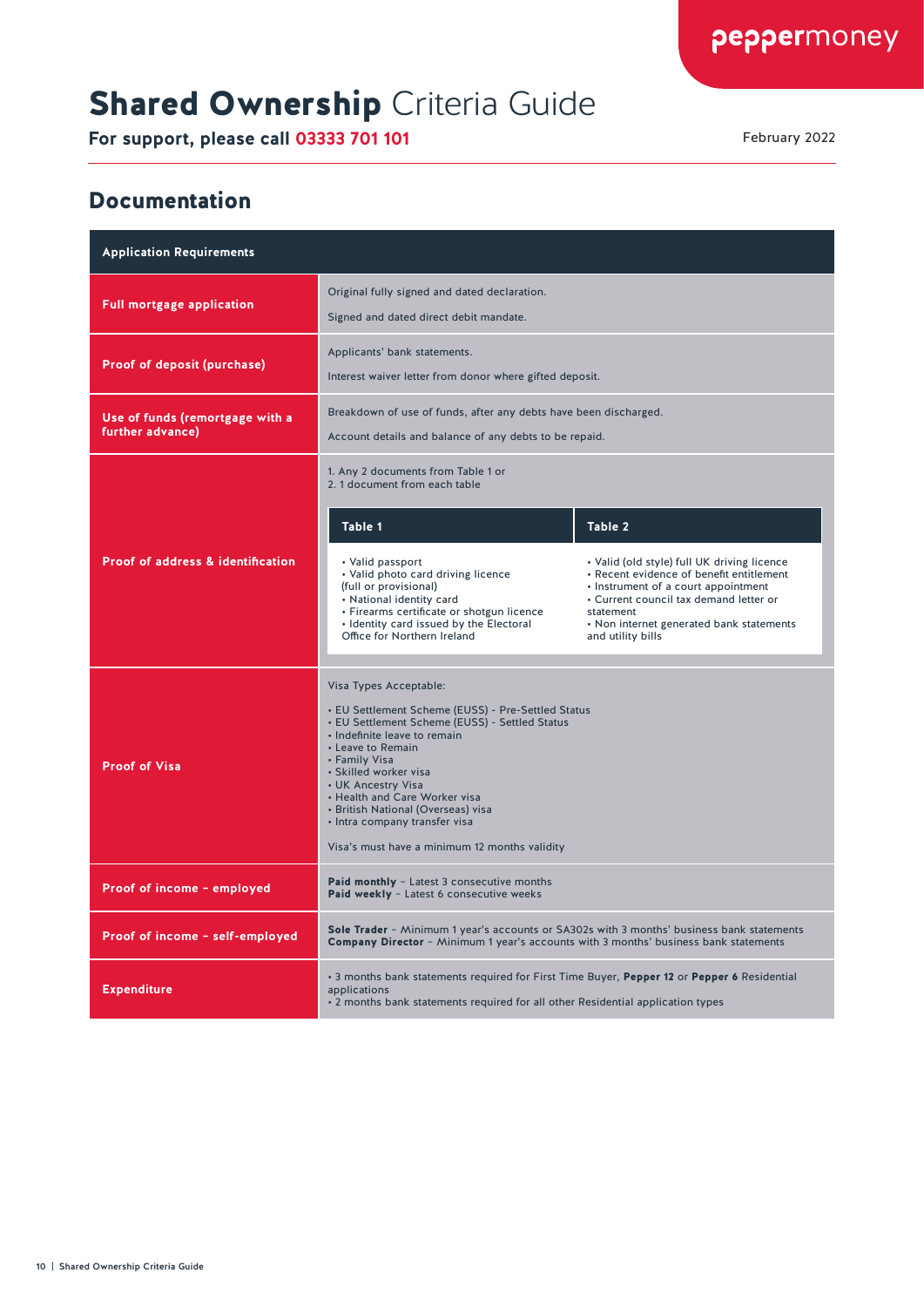# Shared Ownership Criteria Guide

**For support, please call 03333 701 101**

February 2022

## Documentation

| Application Requirements | |
|---|---|
| **Full mortgage application** | Original fully signed and dated declaration.<br><br>Signed and dated direct debit mandate. |
| **Proof of deposit (purchase)** | Applicants' bank statements.<br><br>Interest waiver letter from donor where gifted deposit. |
| **Use of funds (remortgage with a further advance)** | Breakdown of use of funds, after any debts have been discharged.<br><br>Account details and balance of any debts to be repaid. |
| **Proof of address & identification** | 1. Any 2 documents from Table 1 or<br>2. 1 document from each table<br><br>**Table 1**<br>• Valid passport<br>• Valid photo card driving licence (full or provisional)<br>• National identity card<br>• Firearms certificate or shotgun licence<br>• Identity card issued by the Electoral Office for Northern Ireland<br><br>**Table 2**<br>• Valid (old style) full UK driving licence<br>• Recent evidence of benefit entitlement<br>• Instrument of a court appointment<br>• Current council tax demand letter or statement<br>• Non internet generated bank statements and utility bills |
| **Proof of Visa** | Visa Types Acceptable:<br><br>• EU Settlement Scheme (EUSS) - Pre-Settled Status<br>• EU Settlement Scheme (EUSS) - Settled Status<br>• Indefinite leave to remain<br>• Leave to Remain<br>• Family Visa<br>• Skilled worker visa<br>• UK Ancestry Visa<br>• Health and Care Worker visa<br>• British National (Overseas) visa<br>• Intra company transfer visa<br><br>Visa's must have a minimum 12 months validity |
| **Proof of income – employed** | **Paid monthly** – Latest 3 consecutive months<br>**Paid weekly** – Latest 6 consecutive weeks |
| **Proof of income – self-employed** | **Sole Trader** – Minimum 1 year's accounts or SA302s with 3 months' business bank statements<br>**Company Director** – Minimum 1 year's accounts with 3 months' business bank statements |
| **Expenditure** | • 3 months bank statements required for First Time Buyer, **Pepper 12** or **Pepper 6** Residential applications<br>• 2 months bank statements required for all other Residential application types |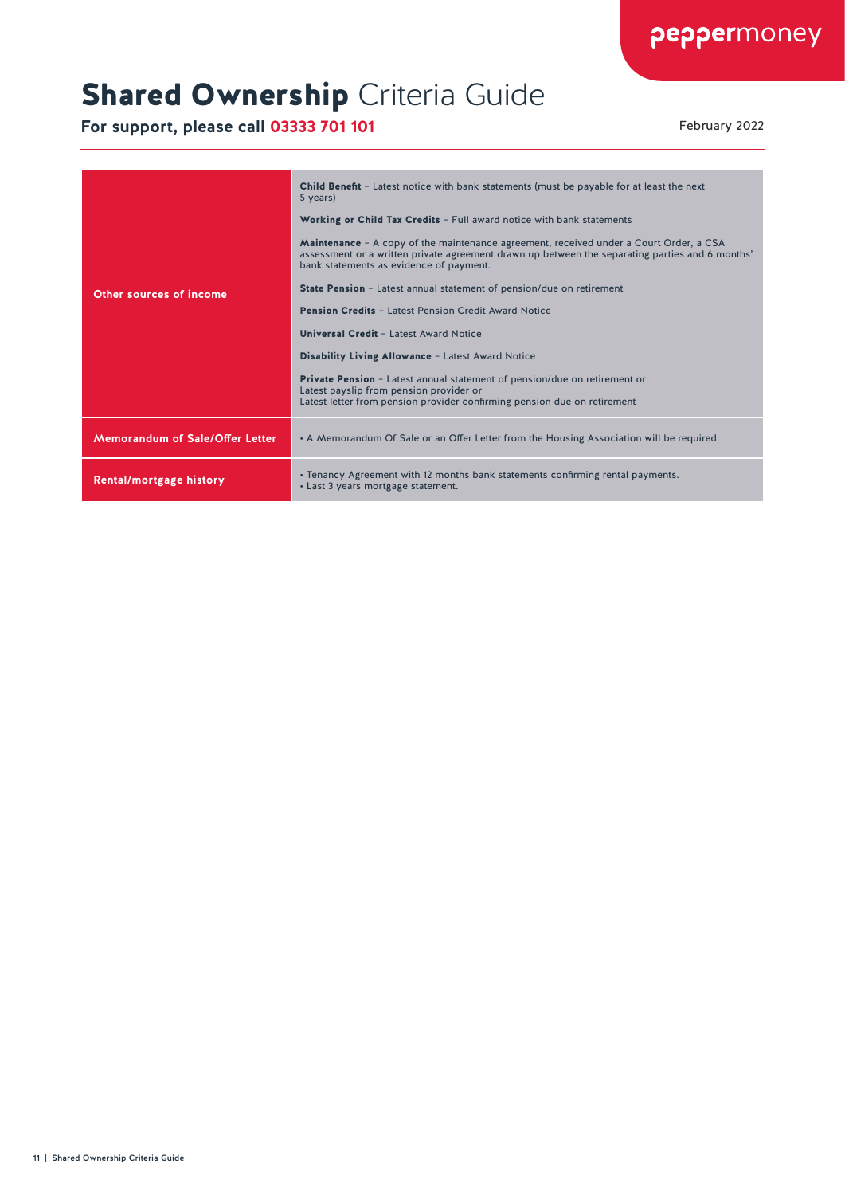# **Shared Ownership** Criteria Guide

**For support, please call 03333 701 101**

February 2022

| | |
|---|---|
| **Other sources of income** | **Child Benefit** – Latest notice with bank statements (must be payable for at least the next 5 years)<br><br>**Working or Child Tax Credits** – Full award notice with bank statements<br><br>**Maintenance** – A copy of the maintenance agreement, received under a Court Order, a CSA assessment or a written private agreement drawn up between the separating parties and 6 months' bank statements as evidence of payment.<br><br>**State Pension** – Latest annual statement of pension/due on retirement<br><br>**Pension Credits** – Latest Pension Credit Award Notice<br><br>**Universal Credit** – Latest Award Notice<br><br>**Disability Living Allowance** – Latest Award Notice<br><br>**Private Pension** – Latest annual statement of pension/due on retirement or<br>Latest payslip from pension provider or<br>Latest letter from pension provider confirming pension due on retirement |
| **Memorandum of Sale/Offer Letter** | • A Memorandum Of Sale or an Offer Letter from the Housing Association will be required |
| **Rental/mortgage history** | • Tenancy Agreement with 12 months bank statements confirming rental payments.<br>• Last 3 years mortgage statement. |